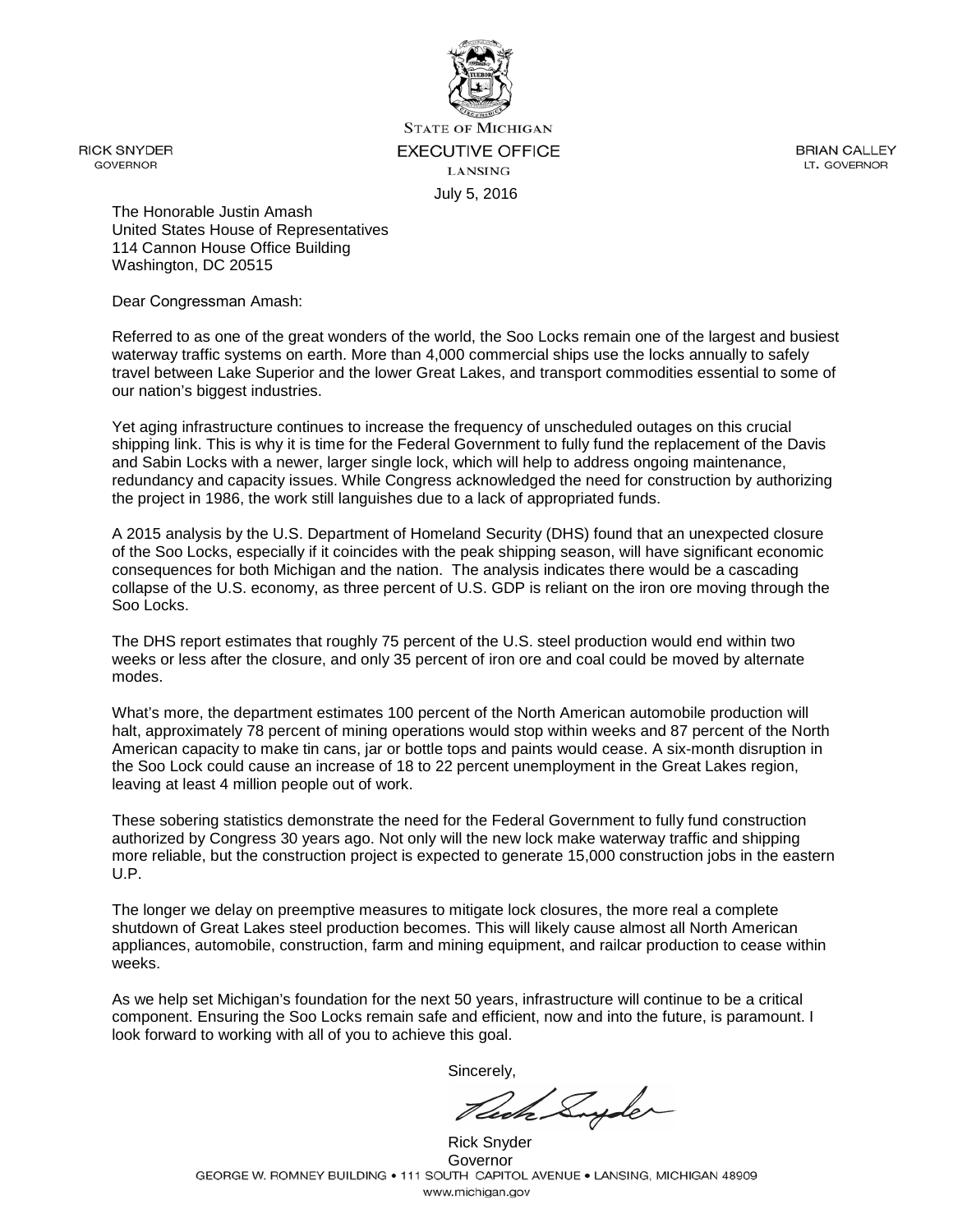RICK SNYDER
GOVERNOR

STATE OF MICHIGAN
EXECUTIVE OFFICE
LANSING

BRIAN CALLEY
LT. GOVERNOR

July 5, 2016

The Honorable Justin Amash
United States House of Representatives
114 Cannon House Office Building
Washington, DC 20515

Dear Congressman Amash:

Referred to as one of the great wonders of the world, the Soo Locks remain one of the largest and busiest waterway traffic systems on earth. More than 4,000 commercial ships use the locks annually to safely travel between Lake Superior and the lower Great Lakes, and transport commodities essential to some of our nation's biggest industries.

Yet aging infrastructure continues to increase the frequency of unscheduled outages on this crucial shipping link. This is why it is time for the Federal Government to fully fund the replacement of the Davis and Sabin Locks with a newer, larger single lock, which will help to address ongoing maintenance, redundancy and capacity issues. While Congress acknowledged the need for construction by authorizing the project in 1986, the work still languishes due to a lack of appropriated funds.

A 2015 analysis by the U.S. Department of Homeland Security (DHS) found that an unexpected closure of the Soo Locks, especially if it coincides with the peak shipping season, will have significant economic consequences for both Michigan and the nation. The analysis indicates there would be a cascading collapse of the U.S. economy, as three percent of U.S. GDP is reliant on the iron ore moving through the Soo Locks.

The DHS report estimates that roughly 75 percent of the U.S. steel production would end within two weeks or less after the closure, and only 35 percent of iron ore and coal could be moved by alternate modes.

What's more, the department estimates 100 percent of the North American automobile production will halt, approximately 78 percent of mining operations would stop within weeks and 87 percent of the North American capacity to make tin cans, jar or bottle tops and paints would cease. A six-month disruption in the Soo Lock could cause an increase of 18 to 22 percent unemployment in the Great Lakes region, leaving at least 4 million people out of work.

These sobering statistics demonstrate the need for the Federal Government to fully fund construction authorized by Congress 30 years ago. Not only will the new lock make waterway traffic and shipping more reliable, but the construction project is expected to generate 15,000 construction jobs in the eastern U.P.

The longer we delay on preemptive measures to mitigate lock closures, the more real a complete shutdown of Great Lakes steel production becomes. This will likely cause almost all North American appliances, automobile, construction, farm and mining equipment, and railcar production to cease within weeks.

As we help set Michigan's foundation for the next 50 years, infrastructure will continue to be a critical component. Ensuring the Soo Locks remain safe and efficient, now and into the future, is paramount. I look forward to working with all of you to achieve this goal.

Sincerely,

Rick Snyder
Governor

GEORGE W. ROMNEY BUILDING • 111 SOUTH CAPITOL AVENUE • LANSING, MICHIGAN 48909
www.michigan.gov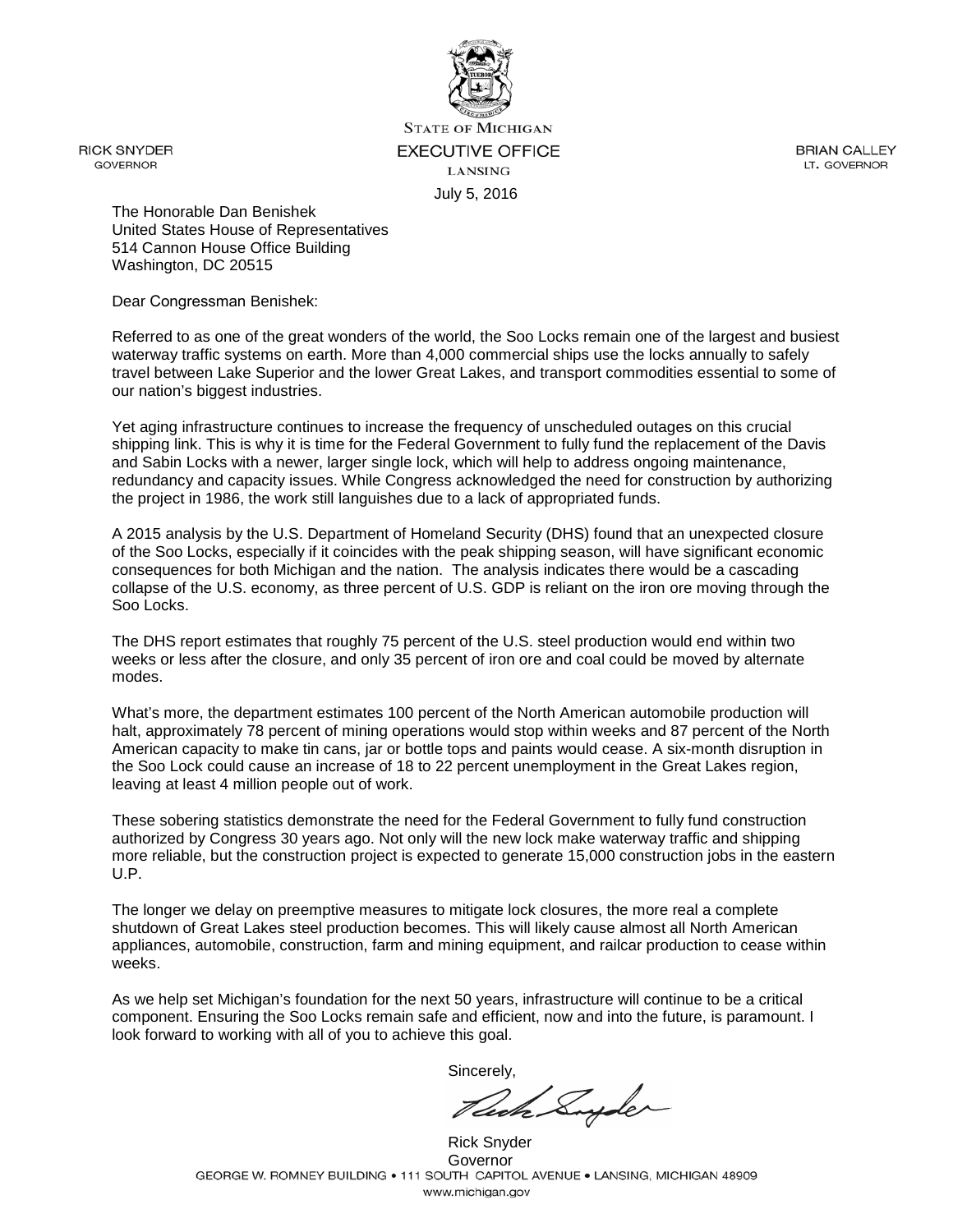STATE OF MICHIGAN
EXECUTIVE OFFICE
LANSING

RICK SNYDER
GOVERNOR

BRIAN CALLEY
LT. GOVERNOR

July 5, 2016

The Honorable Dan Benishek
United States House of Representatives
514 Cannon House Office Building
Washington, DC 20515

Dear Congressman Benishek:

Referred to as one of the great wonders of the world, the Soo Locks remain one of the largest and busiest waterway traffic systems on earth. More than 4,000 commercial ships use the locks annually to safely travel between Lake Superior and the lower Great Lakes, and transport commodities essential to some of our nation's biggest industries.

Yet aging infrastructure continues to increase the frequency of unscheduled outages on this crucial shipping link. This is why it is time for the Federal Government to fully fund the replacement of the Davis and Sabin Locks with a newer, larger single lock, which will help to address ongoing maintenance, redundancy and capacity issues. While Congress acknowledged the need for construction by authorizing the project in 1986, the work still languishes due to a lack of appropriated funds.

A 2015 analysis by the U.S. Department of Homeland Security (DHS) found that an unexpected closure of the Soo Locks, especially if it coincides with the peak shipping season, will have significant economic consequences for both Michigan and the nation. The analysis indicates there would be a cascading collapse of the U.S. economy, as three percent of U.S. GDP is reliant on the iron ore moving through the Soo Locks.

The DHS report estimates that roughly 75 percent of the U.S. steel production would end within two weeks or less after the closure, and only 35 percent of iron ore and coal could be moved by alternate modes.

What's more, the department estimates 100 percent of the North American automobile production will halt, approximately 78 percent of mining operations would stop within weeks and 87 percent of the North American capacity to make tin cans, jar or bottle tops and paints would cease. A six-month disruption in the Soo Lock could cause an increase of 18 to 22 percent unemployment in the Great Lakes region, leaving at least 4 million people out of work.

These sobering statistics demonstrate the need for the Federal Government to fully fund construction authorized by Congress 30 years ago. Not only will the new lock make waterway traffic and shipping more reliable, but the construction project is expected to generate 15,000 construction jobs in the eastern U.P.

The longer we delay on preemptive measures to mitigate lock closures, the more real a complete shutdown of Great Lakes steel production becomes. This will likely cause almost all North American appliances, automobile, construction, farm and mining equipment, and railcar production to cease within weeks.

As we help set Michigan's foundation for the next 50 years, infrastructure will continue to be a critical component. Ensuring the Soo Locks remain safe and efficient, now and into the future, is paramount. I look forward to working with all of you to achieve this goal.

Sincerely,

Rick Snyder
Governor

GEORGE W. ROMNEY BUILDING • 111 SOUTH CAPITOL AVENUE • LANSING, MICHIGAN 48909
www.michigan.gov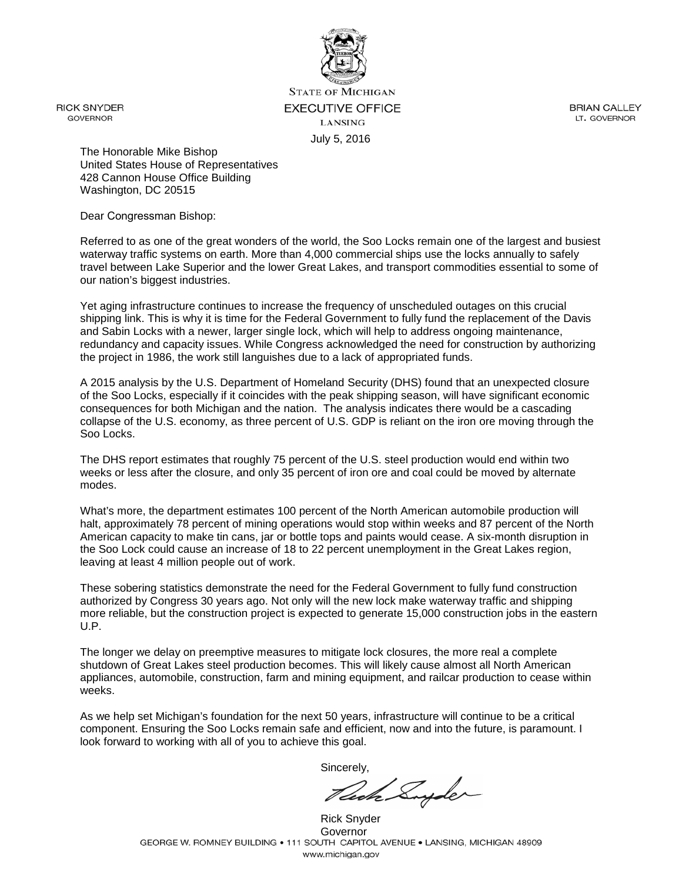STATE OF MICHIGAN
EXECUTIVE OFFICE
LANSING

RICK SNYDER
GOVERNOR

BRIAN CALLEY
LT. GOVERNOR

July 5, 2016

The Honorable Mike Bishop
United States House of Representatives
428 Cannon House Office Building
Washington, DC 20515

Dear Congressman Bishop:

Referred to as one of the great wonders of the world, the Soo Locks remain one of the largest and busiest waterway traffic systems on earth. More than 4,000 commercial ships use the locks annually to safely travel between Lake Superior and the lower Great Lakes, and transport commodities essential to some of our nation's biggest industries.

Yet aging infrastructure continues to increase the frequency of unscheduled outages on this crucial shipping link. This is why it is time for the Federal Government to fully fund the replacement of the Davis and Sabin Locks with a newer, larger single lock, which will help to address ongoing maintenance, redundancy and capacity issues. While Congress acknowledged the need for construction by authorizing the project in 1986, the work still languishes due to a lack of appropriated funds.

A 2015 analysis by the U.S. Department of Homeland Security (DHS) found that an unexpected closure of the Soo Locks, especially if it coincides with the peak shipping season, will have significant economic consequences for both Michigan and the nation. The analysis indicates there would be a cascading collapse of the U.S. economy, as three percent of U.S. GDP is reliant on the iron ore moving through the Soo Locks.

The DHS report estimates that roughly 75 percent of the U.S. steel production would end within two weeks or less after the closure, and only 35 percent of iron ore and coal could be moved by alternate modes.

What's more, the department estimates 100 percent of the North American automobile production will halt, approximately 78 percent of mining operations would stop within weeks and 87 percent of the North American capacity to make tin cans, jar or bottle tops and paints would cease. A six-month disruption in the Soo Lock could cause an increase of 18 to 22 percent unemployment in the Great Lakes region, leaving at least 4 million people out of work.

These sobering statistics demonstrate the need for the Federal Government to fully fund construction authorized by Congress 30 years ago. Not only will the new lock make waterway traffic and shipping more reliable, but the construction project is expected to generate 15,000 construction jobs in the eastern U.P.

The longer we delay on preemptive measures to mitigate lock closures, the more real a complete shutdown of Great Lakes steel production becomes. This will likely cause almost all North American appliances, automobile, construction, farm and mining equipment, and railcar production to cease within weeks.

As we help set Michigan's foundation for the next 50 years, infrastructure will continue to be a critical component. Ensuring the Soo Locks remain safe and efficient, now and into the future, is paramount. I look forward to working with all of you to achieve this goal.

Sincerely,

Rick Snyder
Governor

GEORGE W. ROMNEY BUILDING • 111 SOUTH CAPITOL AVENUE • LANSING, MICHIGAN 48909
www.michigan.gov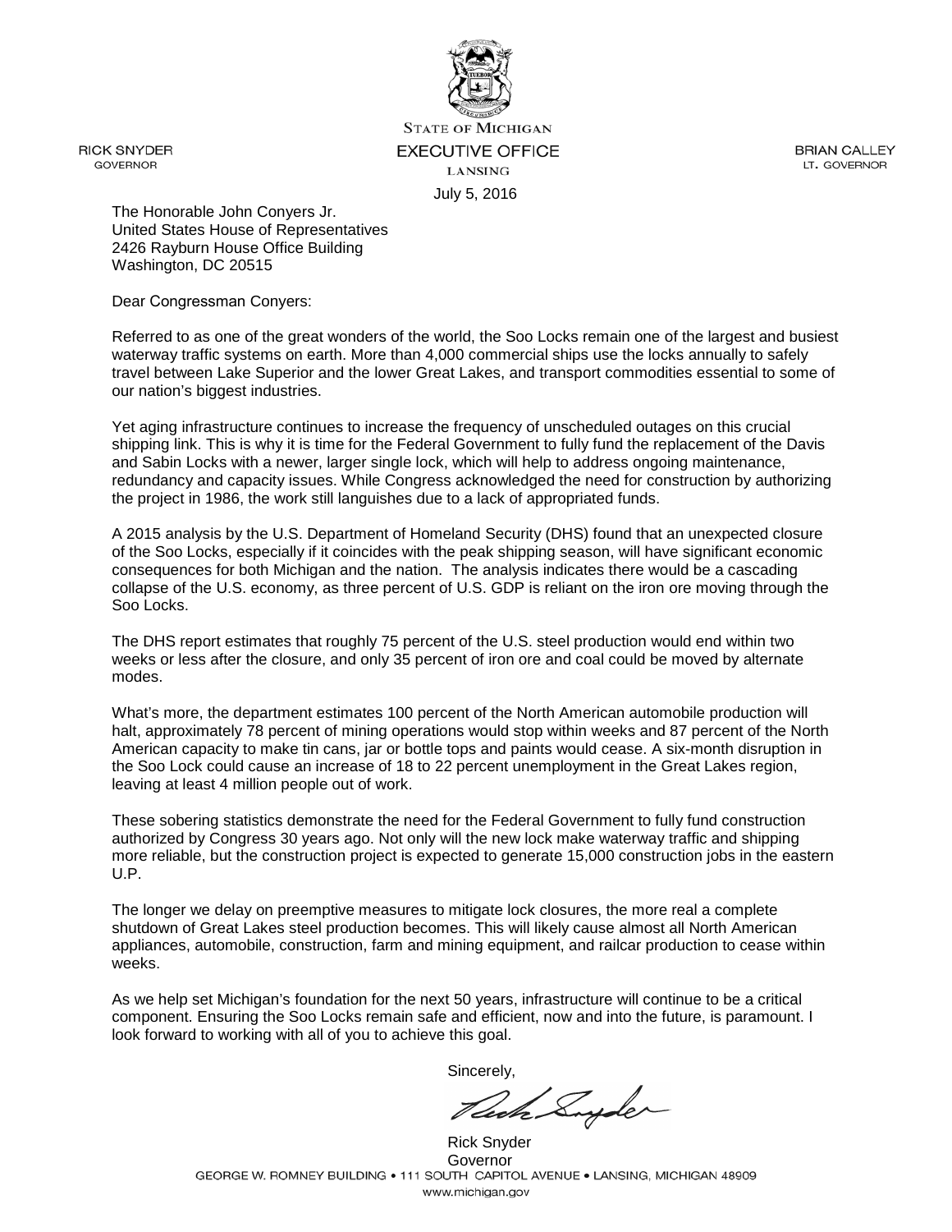STATE OF MICHIGAN
EXECUTIVE OFFICE
LANSING

RICK SNYDER
GOVERNOR

BRIAN CALLEY
LT. GOVERNOR

July 5, 2016

The Honorable John Conyers Jr.
United States House of Representatives
2426 Rayburn House Office Building
Washington, DC 20515

Dear Congressman Conyers:

Referred to as one of the great wonders of the world, the Soo Locks remain one of the largest and busiest waterway traffic systems on earth. More than 4,000 commercial ships use the locks annually to safely travel between Lake Superior and the lower Great Lakes, and transport commodities essential to some of our nation's biggest industries.

Yet aging infrastructure continues to increase the frequency of unscheduled outages on this crucial shipping link. This is why it is time for the Federal Government to fully fund the replacement of the Davis and Sabin Locks with a newer, larger single lock, which will help to address ongoing maintenance, redundancy and capacity issues. While Congress acknowledged the need for construction by authorizing the project in 1986, the work still languishes due to a lack of appropriated funds.

A 2015 analysis by the U.S. Department of Homeland Security (DHS) found that an unexpected closure of the Soo Locks, especially if it coincides with the peak shipping season, will have significant economic consequences for both Michigan and the nation. The analysis indicates there would be a cascading collapse of the U.S. economy, as three percent of U.S. GDP is reliant on the iron ore moving through the Soo Locks.

The DHS report estimates that roughly 75 percent of the U.S. steel production would end within two weeks or less after the closure, and only 35 percent of iron ore and coal could be moved by alternate modes.

What's more, the department estimates 100 percent of the North American automobile production will halt, approximately 78 percent of mining operations would stop within weeks and 87 percent of the North American capacity to make tin cans, jar or bottle tops and paints would cease. A six-month disruption in the Soo Lock could cause an increase of 18 to 22 percent unemployment in the Great Lakes region, leaving at least 4 million people out of work.

These sobering statistics demonstrate the need for the Federal Government to fully fund construction authorized by Congress 30 years ago. Not only will the new lock make waterway traffic and shipping more reliable, but the construction project is expected to generate 15,000 construction jobs in the eastern U.P.

The longer we delay on preemptive measures to mitigate lock closures, the more real a complete shutdown of Great Lakes steel production becomes. This will likely cause almost all North American appliances, automobile, construction, farm and mining equipment, and railcar production to cease within weeks.

As we help set Michigan's foundation for the next 50 years, infrastructure will continue to be a critical component. Ensuring the Soo Locks remain safe and efficient, now and into the future, is paramount. I look forward to working with all of you to achieve this goal.

Sincerely,

Rick Snyder
Governor

GEORGE W. ROMNEY BUILDING • 111 SOUTH CAPITOL AVENUE • LANSING, MICHIGAN 48909
www.michigan.gov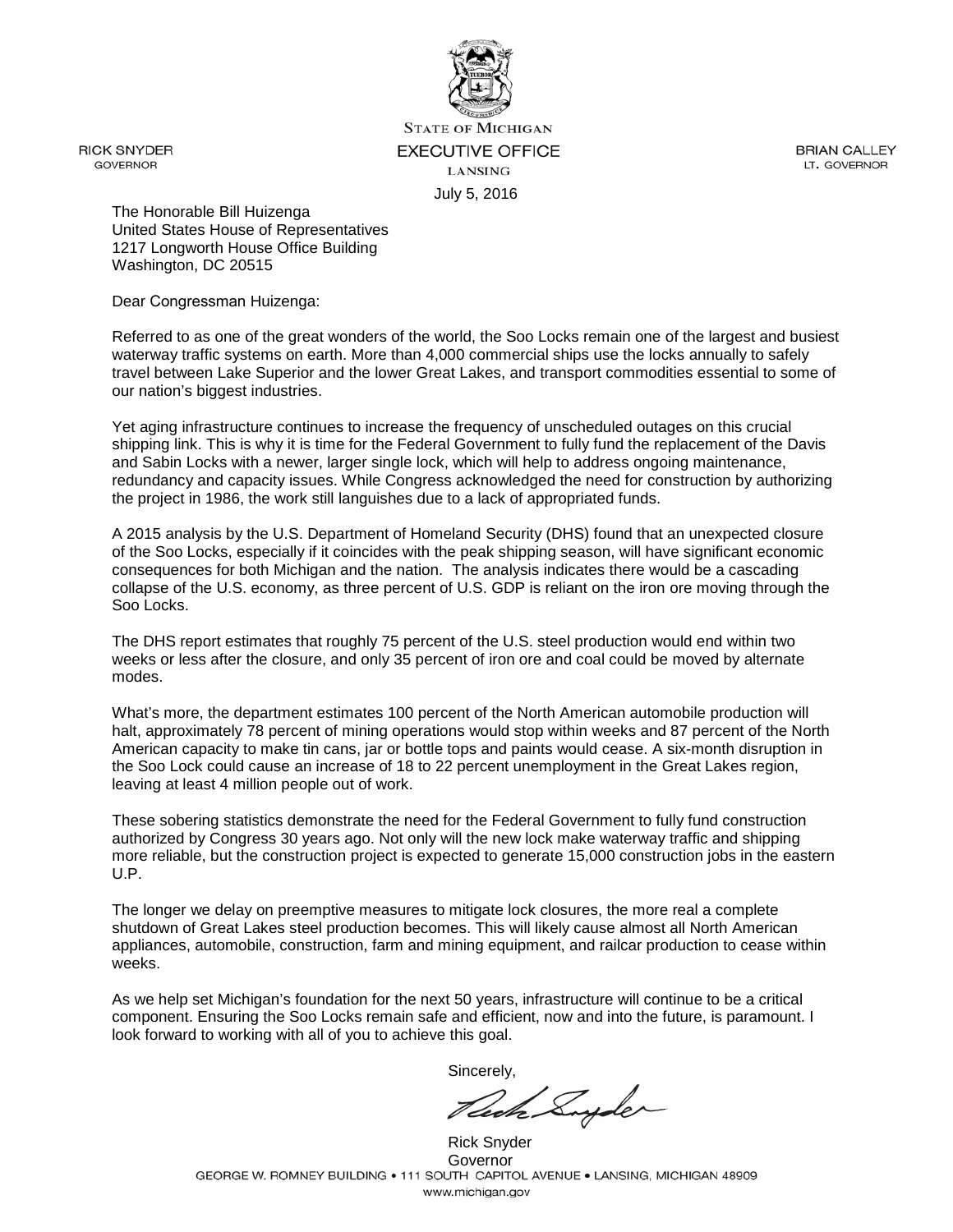STATE OF MICHIGAN
EXECUTIVE OFFICE
LANSING

RICK SNYDER
GOVERNOR

BRIAN CALLEY
LT. GOVERNOR

July 5, 2016

The Honorable Bill Huizenga
United States House of Representatives
1217 Longworth House Office Building
Washington, DC 20515

Dear Congressman Huizenga:

Referred to as one of the great wonders of the world, the Soo Locks remain one of the largest and busiest waterway traffic systems on earth. More than 4,000 commercial ships use the locks annually to safely travel between Lake Superior and the lower Great Lakes, and transport commodities essential to some of our nation's biggest industries.

Yet aging infrastructure continues to increase the frequency of unscheduled outages on this crucial shipping link. This is why it is time for the Federal Government to fully fund the replacement of the Davis and Sabin Locks with a newer, larger single lock, which will help to address ongoing maintenance, redundancy and capacity issues. While Congress acknowledged the need for construction by authorizing the project in 1986, the work still languishes due to a lack of appropriated funds.

A 2015 analysis by the U.S. Department of Homeland Security (DHS) found that an unexpected closure of the Soo Locks, especially if it coincides with the peak shipping season, will have significant economic consequences for both Michigan and the nation. The analysis indicates there would be a cascading collapse of the U.S. economy, as three percent of U.S. GDP is reliant on the iron ore moving through the Soo Locks.

The DHS report estimates that roughly 75 percent of the U.S. steel production would end within two weeks or less after the closure, and only 35 percent of iron ore and coal could be moved by alternate modes.

What's more, the department estimates 100 percent of the North American automobile production will halt, approximately 78 percent of mining operations would stop within weeks and 87 percent of the North American capacity to make tin cans, jar or bottle tops and paints would cease. A six-month disruption in the Soo Lock could cause an increase of 18 to 22 percent unemployment in the Great Lakes region, leaving at least 4 million people out of work.

These sobering statistics demonstrate the need for the Federal Government to fully fund construction authorized by Congress 30 years ago. Not only will the new lock make waterway traffic and shipping more reliable, but the construction project is expected to generate 15,000 construction jobs in the eastern U.P.

The longer we delay on preemptive measures to mitigate lock closures, the more real a complete shutdown of Great Lakes steel production becomes. This will likely cause almost all North American appliances, automobile, construction, farm and mining equipment, and railcar production to cease within weeks.

As we help set Michigan's foundation for the next 50 years, infrastructure will continue to be a critical component. Ensuring the Soo Locks remain safe and efficient, now and into the future, is paramount. I look forward to working with all of you to achieve this goal.

Sincerely,

Rick Snyder
Governor

GEORGE W. ROMNEY BUILDING • 111 SOUTH CAPITOL AVENUE • LANSING, MICHIGAN 48909
www.michigan.gov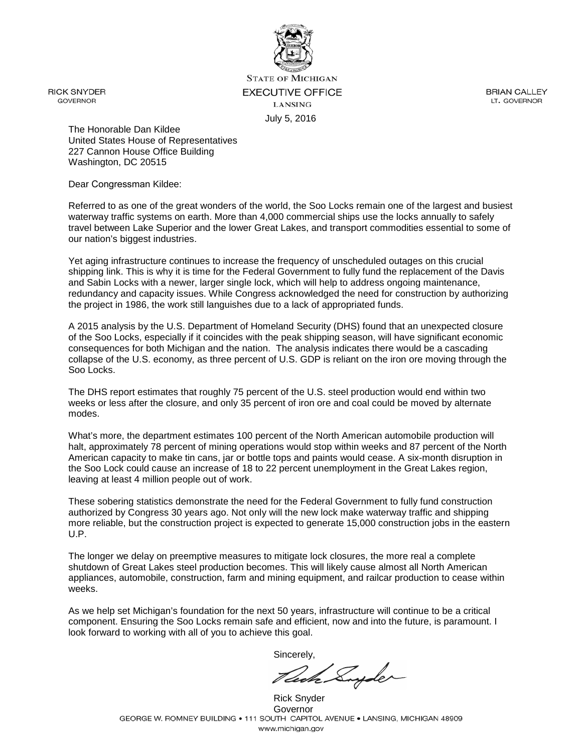STATE OF MICHIGAN
EXECUTIVE OFFICE
LANSING

RICK SNYDER
GOVERNOR

BRIAN CALLEY
LT. GOVERNOR

July 5, 2016

The Honorable Dan Kildee
United States House of Representatives
227 Cannon House Office Building
Washington, DC 20515

Dear Congressman Kildee:

Referred to as one of the great wonders of the world, the Soo Locks remain one of the largest and busiest waterway traffic systems on earth. More than 4,000 commercial ships use the locks annually to safely travel between Lake Superior and the lower Great Lakes, and transport commodities essential to some of our nation's biggest industries.

Yet aging infrastructure continues to increase the frequency of unscheduled outages on this crucial shipping link. This is why it is time for the Federal Government to fully fund the replacement of the Davis and Sabin Locks with a newer, larger single lock, which will help to address ongoing maintenance, redundancy and capacity issues. While Congress acknowledged the need for construction by authorizing the project in 1986, the work still languishes due to a lack of appropriated funds.

A 2015 analysis by the U.S. Department of Homeland Security (DHS) found that an unexpected closure of the Soo Locks, especially if it coincides with the peak shipping season, will have significant economic consequences for both Michigan and the nation. The analysis indicates there would be a cascading collapse of the U.S. economy, as three percent of U.S. GDP is reliant on the iron ore moving through the Soo Locks.

The DHS report estimates that roughly 75 percent of the U.S. steel production would end within two weeks or less after the closure, and only 35 percent of iron ore and coal could be moved by alternate modes.

What's more, the department estimates 100 percent of the North American automobile production will halt, approximately 78 percent of mining operations would stop within weeks and 87 percent of the North American capacity to make tin cans, jar or bottle tops and paints would cease. A six-month disruption in the Soo Lock could cause an increase of 18 to 22 percent unemployment in the Great Lakes region, leaving at least 4 million people out of work.

These sobering statistics demonstrate the need for the Federal Government to fully fund construction authorized by Congress 30 years ago. Not only will the new lock make waterway traffic and shipping more reliable, but the construction project is expected to generate 15,000 construction jobs in the eastern U.P.

The longer we delay on preemptive measures to mitigate lock closures, the more real a complete shutdown of Great Lakes steel production becomes. This will likely cause almost all North American appliances, automobile, construction, farm and mining equipment, and railcar production to cease within weeks.

As we help set Michigan's foundation for the next 50 years, infrastructure will continue to be a critical component. Ensuring the Soo Locks remain safe and efficient, now and into the future, is paramount. I look forward to working with all of you to achieve this goal.

Sincerely,

Rick Snyder
Governor

GEORGE W. ROMNEY BUILDING • 111 SOUTH CAPITOL AVENUE • LANSING, MICHIGAN 48909
www.michigan.gov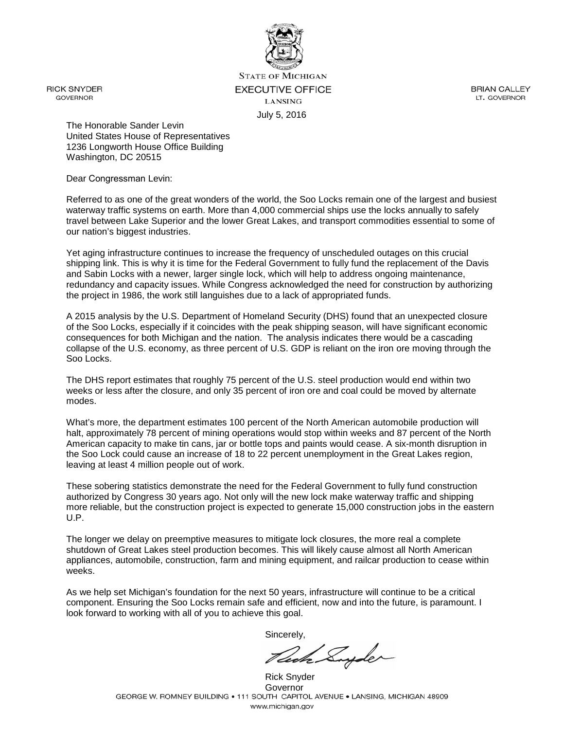STATE OF MICHIGAN
EXECUTIVE OFFICE
LANSING

RICK SNYDER
GOVERNOR

BRIAN CALLEY
LT. GOVERNOR

July 5, 2016

The Honorable Sander Levin
United States House of Representatives
1236 Longworth House Office Building
Washington, DC 20515

Dear Congressman Levin:

Referred to as one of the great wonders of the world, the Soo Locks remain one of the largest and busiest waterway traffic systems on earth. More than 4,000 commercial ships use the locks annually to safely travel between Lake Superior and the lower Great Lakes, and transport commodities essential to some of our nation's biggest industries.

Yet aging infrastructure continues to increase the frequency of unscheduled outages on this crucial shipping link. This is why it is time for the Federal Government to fully fund the replacement of the Davis and Sabin Locks with a newer, larger single lock, which will help to address ongoing maintenance, redundancy and capacity issues. While Congress acknowledged the need for construction by authorizing the project in 1986, the work still languishes due to a lack of appropriated funds.

A 2015 analysis by the U.S. Department of Homeland Security (DHS) found that an unexpected closure of the Soo Locks, especially if it coincides with the peak shipping season, will have significant economic consequences for both Michigan and the nation. The analysis indicates there would be a cascading collapse of the U.S. economy, as three percent of U.S. GDP is reliant on the iron ore moving through the Soo Locks.

The DHS report estimates that roughly 75 percent of the U.S. steel production would end within two weeks or less after the closure, and only 35 percent of iron ore and coal could be moved by alternate modes.

What's more, the department estimates 100 percent of the North American automobile production will halt, approximately 78 percent of mining operations would stop within weeks and 87 percent of the North American capacity to make tin cans, jar or bottle tops and paints would cease. A six-month disruption in the Soo Lock could cause an increase of 18 to 22 percent unemployment in the Great Lakes region, leaving at least 4 million people out of work.

These sobering statistics demonstrate the need for the Federal Government to fully fund construction authorized by Congress 30 years ago. Not only will the new lock make waterway traffic and shipping more reliable, but the construction project is expected to generate 15,000 construction jobs in the eastern U.P.

The longer we delay on preemptive measures to mitigate lock closures, the more real a complete shutdown of Great Lakes steel production becomes. This will likely cause almost all North American appliances, automobile, construction, farm and mining equipment, and railcar production to cease within weeks.

As we help set Michigan's foundation for the next 50 years, infrastructure will continue to be a critical component. Ensuring the Soo Locks remain safe and efficient, now and into the future, is paramount. I look forward to working with all of you to achieve this goal.

Sincerely,

Rick Snyder
Governor

GEORGE W. ROMNEY BUILDING • 111 SOUTH CAPITOL AVENUE • LANSING, MICHIGAN 48909
www.michigan.gov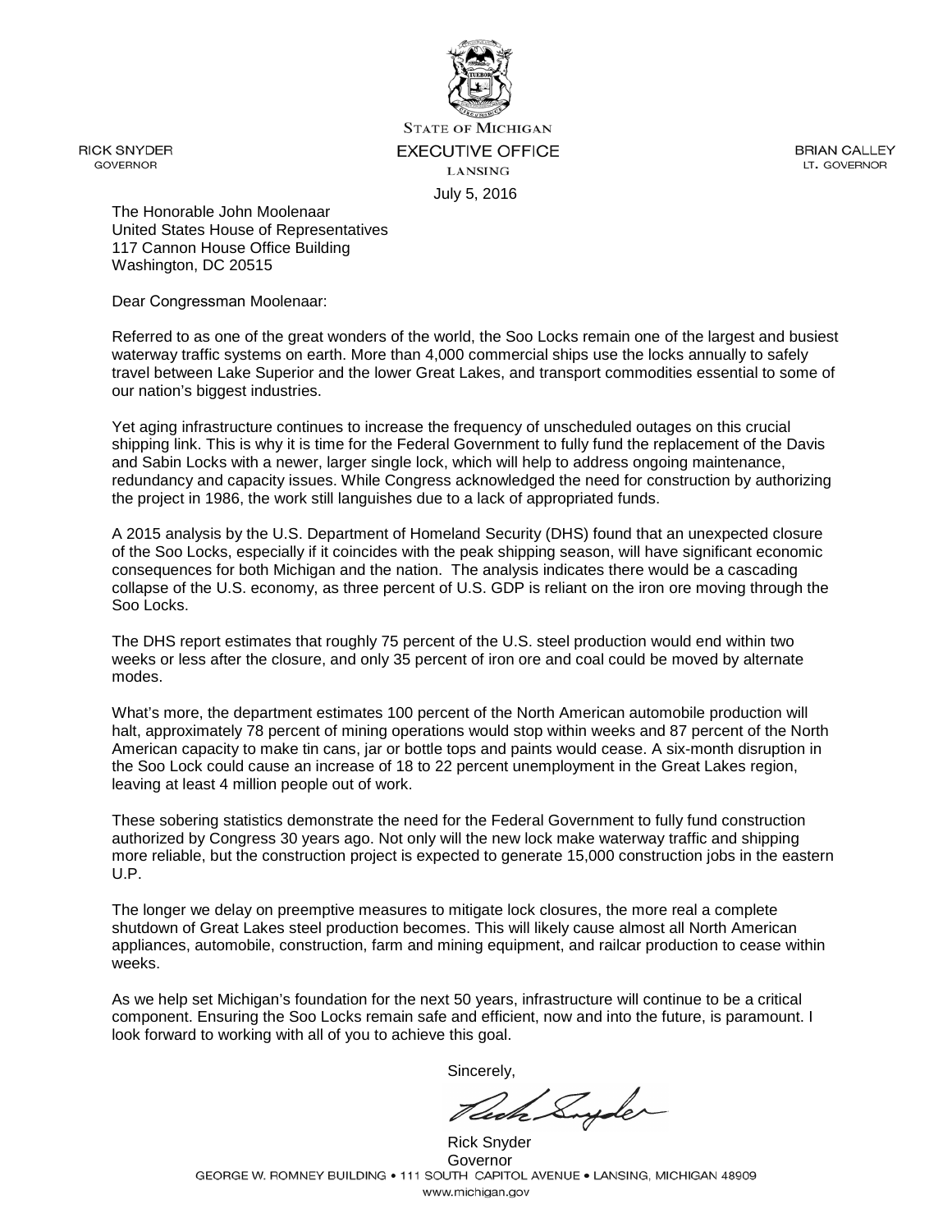STATE OF MICHIGAN
EXECUTIVE OFFICE
LANSING

RICK SNYDER
GOVERNOR

BRIAN CALLEY
LT. GOVERNOR

July 5, 2016

The Honorable John Moolenaar
United States House of Representatives
117 Cannon House Office Building
Washington, DC 20515

Dear Congressman Moolenaar:

Referred to as one of the great wonders of the world, the Soo Locks remain one of the largest and busiest waterway traffic systems on earth. More than 4,000 commercial ships use the locks annually to safely travel between Lake Superior and the lower Great Lakes, and transport commodities essential to some of our nation's biggest industries.

Yet aging infrastructure continues to increase the frequency of unscheduled outages on this crucial shipping link. This is why it is time for the Federal Government to fully fund the replacement of the Davis and Sabin Locks with a newer, larger single lock, which will help to address ongoing maintenance, redundancy and capacity issues. While Congress acknowledged the need for construction by authorizing the project in 1986, the work still languishes due to a lack of appropriated funds.

A 2015 analysis by the U.S. Department of Homeland Security (DHS) found that an unexpected closure of the Soo Locks, especially if it coincides with the peak shipping season, will have significant economic consequences for both Michigan and the nation. The analysis indicates there would be a cascading collapse of the U.S. economy, as three percent of U.S. GDP is reliant on the iron ore moving through the Soo Locks.

The DHS report estimates that roughly 75 percent of the U.S. steel production would end within two weeks or less after the closure, and only 35 percent of iron ore and coal could be moved by alternate modes.

What's more, the department estimates 100 percent of the North American automobile production will halt, approximately 78 percent of mining operations would stop within weeks and 87 percent of the North American capacity to make tin cans, jar or bottle tops and paints would cease. A six-month disruption in the Soo Lock could cause an increase of 18 to 22 percent unemployment in the Great Lakes region, leaving at least 4 million people out of work.

These sobering statistics demonstrate the need for the Federal Government to fully fund construction authorized by Congress 30 years ago. Not only will the new lock make waterway traffic and shipping more reliable, but the construction project is expected to generate 15,000 construction jobs in the eastern U.P.

The longer we delay on preemptive measures to mitigate lock closures, the more real a complete shutdown of Great Lakes steel production becomes. This will likely cause almost all North American appliances, automobile, construction, farm and mining equipment, and railcar production to cease within weeks.

As we help set Michigan's foundation for the next 50 years, infrastructure will continue to be a critical component. Ensuring the Soo Locks remain safe and efficient, now and into the future, is paramount. I look forward to working with all of you to achieve this goal.

Sincerely,

Rick Snyder
Governor

GEORGE W. ROMNEY BUILDING • 111 SOUTH CAPITOL AVENUE • LANSING, MICHIGAN 48909
www.michigan.gov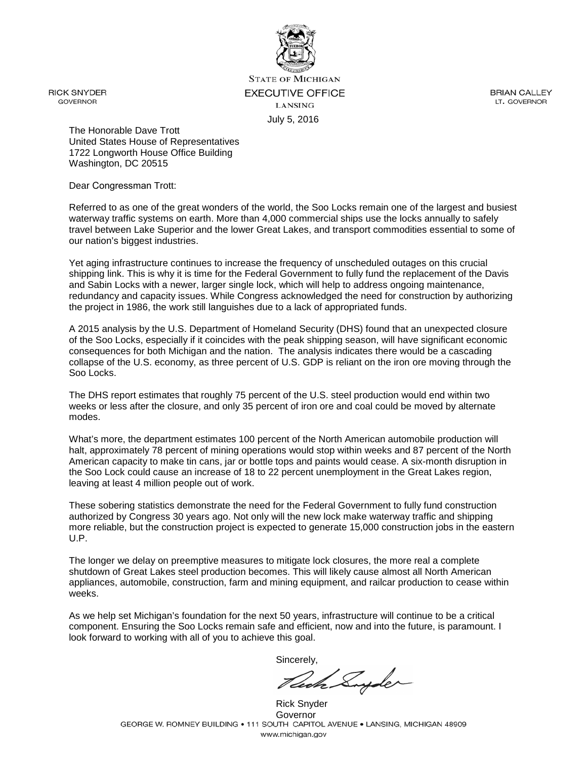RICK SNYDER
GOVERNOR

STATE OF MICHIGAN
EXECUTIVE OFFICE
LANSING

BRIAN CALLEY
LT. GOVERNOR

July 5, 2016

The Honorable Dave Trott
United States House of Representatives
1722 Longworth House Office Building
Washington, DC 20515

Dear Congressman Trott:

Referred to as one of the great wonders of the world, the Soo Locks remain one of the largest and busiest waterway traffic systems on earth. More than 4,000 commercial ships use the locks annually to safely travel between Lake Superior and the lower Great Lakes, and transport commodities essential to some of our nation's biggest industries.

Yet aging infrastructure continues to increase the frequency of unscheduled outages on this crucial shipping link. This is why it is time for the Federal Government to fully fund the replacement of the Davis and Sabin Locks with a newer, larger single lock, which will help to address ongoing maintenance, redundancy and capacity issues. While Congress acknowledged the need for construction by authorizing the project in 1986, the work still languishes due to a lack of appropriated funds.

A 2015 analysis by the U.S. Department of Homeland Security (DHS) found that an unexpected closure of the Soo Locks, especially if it coincides with the peak shipping season, will have significant economic consequences for both Michigan and the nation. The analysis indicates there would be a cascading collapse of the U.S. economy, as three percent of U.S. GDP is reliant on the iron ore moving through the Soo Locks.

The DHS report estimates that roughly 75 percent of the U.S. steel production would end within two weeks or less after the closure, and only 35 percent of iron ore and coal could be moved by alternate modes.

What's more, the department estimates 100 percent of the North American automobile production will halt, approximately 78 percent of mining operations would stop within weeks and 87 percent of the North American capacity to make tin cans, jar or bottle tops and paints would cease. A six-month disruption in the Soo Lock could cause an increase of 18 to 22 percent unemployment in the Great Lakes region, leaving at least 4 million people out of work.

These sobering statistics demonstrate the need for the Federal Government to fully fund construction authorized by Congress 30 years ago. Not only will the new lock make waterway traffic and shipping more reliable, but the construction project is expected to generate 15,000 construction jobs in the eastern U.P.

The longer we delay on preemptive measures to mitigate lock closures, the more real a complete shutdown of Great Lakes steel production becomes. This will likely cause almost all North American appliances, automobile, construction, farm and mining equipment, and railcar production to cease within weeks.

As we help set Michigan's foundation for the next 50 years, infrastructure will continue to be a critical component. Ensuring the Soo Locks remain safe and efficient, now and into the future, is paramount. I look forward to working with all of you to achieve this goal.

Sincerely,

Rick Snyder
Governor

GEORGE W. ROMNEY BUILDING • 111 SOUTH CAPITOL AVENUE • LANSING, MICHIGAN 48909
www.michigan.gov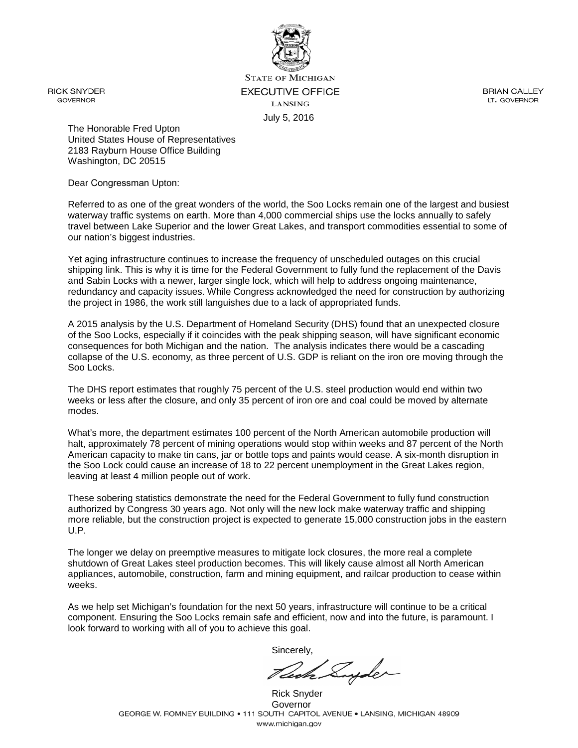STATE OF MICHIGAN
EXECUTIVE OFFICE
LANSING

RICK SNYDER
GOVERNOR

BRIAN CALLEY
LT. GOVERNOR

July 5, 2016

The Honorable Fred Upton
United States House of Representatives
2183 Rayburn House Office Building
Washington, DC 20515

Dear Congressman Upton:

Referred to as one of the great wonders of the world, the Soo Locks remain one of the largest and busiest waterway traffic systems on earth. More than 4,000 commercial ships use the locks annually to safely travel between Lake Superior and the lower Great Lakes, and transport commodities essential to some of our nation's biggest industries.

Yet aging infrastructure continues to increase the frequency of unscheduled outages on this crucial shipping link. This is why it is time for the Federal Government to fully fund the replacement of the Davis and Sabin Locks with a newer, larger single lock, which will help to address ongoing maintenance, redundancy and capacity issues. While Congress acknowledged the need for construction by authorizing the project in 1986, the work still languishes due to a lack of appropriated funds.

A 2015 analysis by the U.S. Department of Homeland Security (DHS) found that an unexpected closure of the Soo Locks, especially if it coincides with the peak shipping season, will have significant economic consequences for both Michigan and the nation. The analysis indicates there would be a cascading collapse of the U.S. economy, as three percent of U.S. GDP is reliant on the iron ore moving through the Soo Locks.

The DHS report estimates that roughly 75 percent of the U.S. steel production would end within two weeks or less after the closure, and only 35 percent of iron ore and coal could be moved by alternate modes.

What's more, the department estimates 100 percent of the North American automobile production will halt, approximately 78 percent of mining operations would stop within weeks and 87 percent of the North American capacity to make tin cans, jar or bottle tops and paints would cease. A six-month disruption in the Soo Lock could cause an increase of 18 to 22 percent unemployment in the Great Lakes region, leaving at least 4 million people out of work.

These sobering statistics demonstrate the need for the Federal Government to fully fund construction authorized by Congress 30 years ago. Not only will the new lock make waterway traffic and shipping more reliable, but the construction project is expected to generate 15,000 construction jobs in the eastern U.P.

The longer we delay on preemptive measures to mitigate lock closures, the more real a complete shutdown of Great Lakes steel production becomes. This will likely cause almost all North American appliances, automobile, construction, farm and mining equipment, and railcar production to cease within weeks.

As we help set Michigan's foundation for the next 50 years, infrastructure will continue to be a critical component. Ensuring the Soo Locks remain safe and efficient, now and into the future, is paramount. I look forward to working with all of you to achieve this goal.

Sincerely,

Rick Snyder
Governor

GEORGE W. ROMNEY BUILDING • 111 SOUTH CAPITOL AVENUE • LANSING, MICHIGAN 48909
www.michigan.gov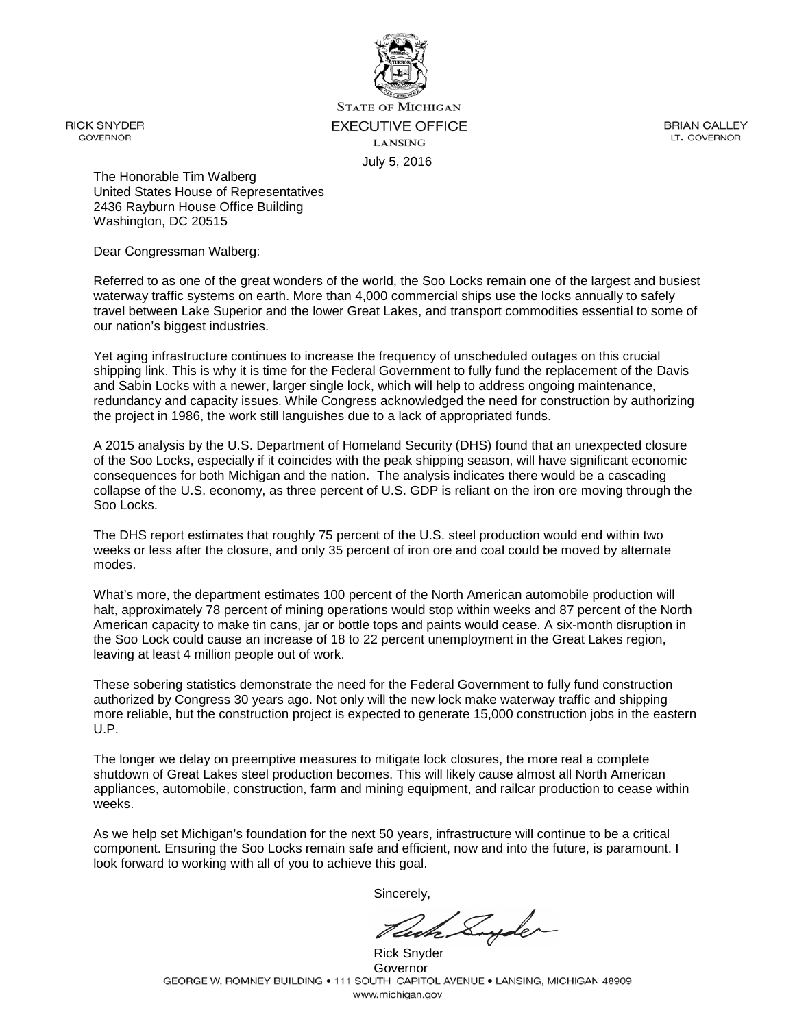STATE OF MICHIGAN
EXECUTIVE OFFICE
LANSING

RICK SNYDER
GOVERNOR

BRIAN CALLEY
LT. GOVERNOR

July 5, 2016

The Honorable Tim Walberg
United States House of Representatives
2436 Rayburn House Office Building
Washington, DC 20515

Dear Congressman Walberg:

Referred to as one of the great wonders of the world, the Soo Locks remain one of the largest and busiest waterway traffic systems on earth. More than 4,000 commercial ships use the locks annually to safely travel between Lake Superior and the lower Great Lakes, and transport commodities essential to some of our nation's biggest industries.

Yet aging infrastructure continues to increase the frequency of unscheduled outages on this crucial shipping link. This is why it is time for the Federal Government to fully fund the replacement of the Davis and Sabin Locks with a newer, larger single lock, which will help to address ongoing maintenance, redundancy and capacity issues. While Congress acknowledged the need for construction by authorizing the project in 1986, the work still languishes due to a lack of appropriated funds.

A 2015 analysis by the U.S. Department of Homeland Security (DHS) found that an unexpected closure of the Soo Locks, especially if it coincides with the peak shipping season, will have significant economic consequences for both Michigan and the nation. The analysis indicates there would be a cascading collapse of the U.S. economy, as three percent of U.S. GDP is reliant on the iron ore moving through the Soo Locks.

The DHS report estimates that roughly 75 percent of the U.S. steel production would end within two weeks or less after the closure, and only 35 percent of iron ore and coal could be moved by alternate modes.

What's more, the department estimates 100 percent of the North American automobile production will halt, approximately 78 percent of mining operations would stop within weeks and 87 percent of the North American capacity to make tin cans, jar or bottle tops and paints would cease. A six-month disruption in the Soo Lock could cause an increase of 18 to 22 percent unemployment in the Great Lakes region, leaving at least 4 million people out of work.

These sobering statistics demonstrate the need for the Federal Government to fully fund construction authorized by Congress 30 years ago. Not only will the new lock make waterway traffic and shipping more reliable, but the construction project is expected to generate 15,000 construction jobs in the eastern U.P.

The longer we delay on preemptive measures to mitigate lock closures, the more real a complete shutdown of Great Lakes steel production becomes. This will likely cause almost all North American appliances, automobile, construction, farm and mining equipment, and railcar production to cease within weeks.

As we help set Michigan's foundation for the next 50 years, infrastructure will continue to be a critical component. Ensuring the Soo Locks remain safe and efficient, now and into the future, is paramount. I look forward to working with all of you to achieve this goal.

Sincerely,

Rick Snyder
Governor

GEORGE W. ROMNEY BUILDING • 111 SOUTH CAPITOL AVENUE • LANSING, MICHIGAN 48909
www.michigan.gov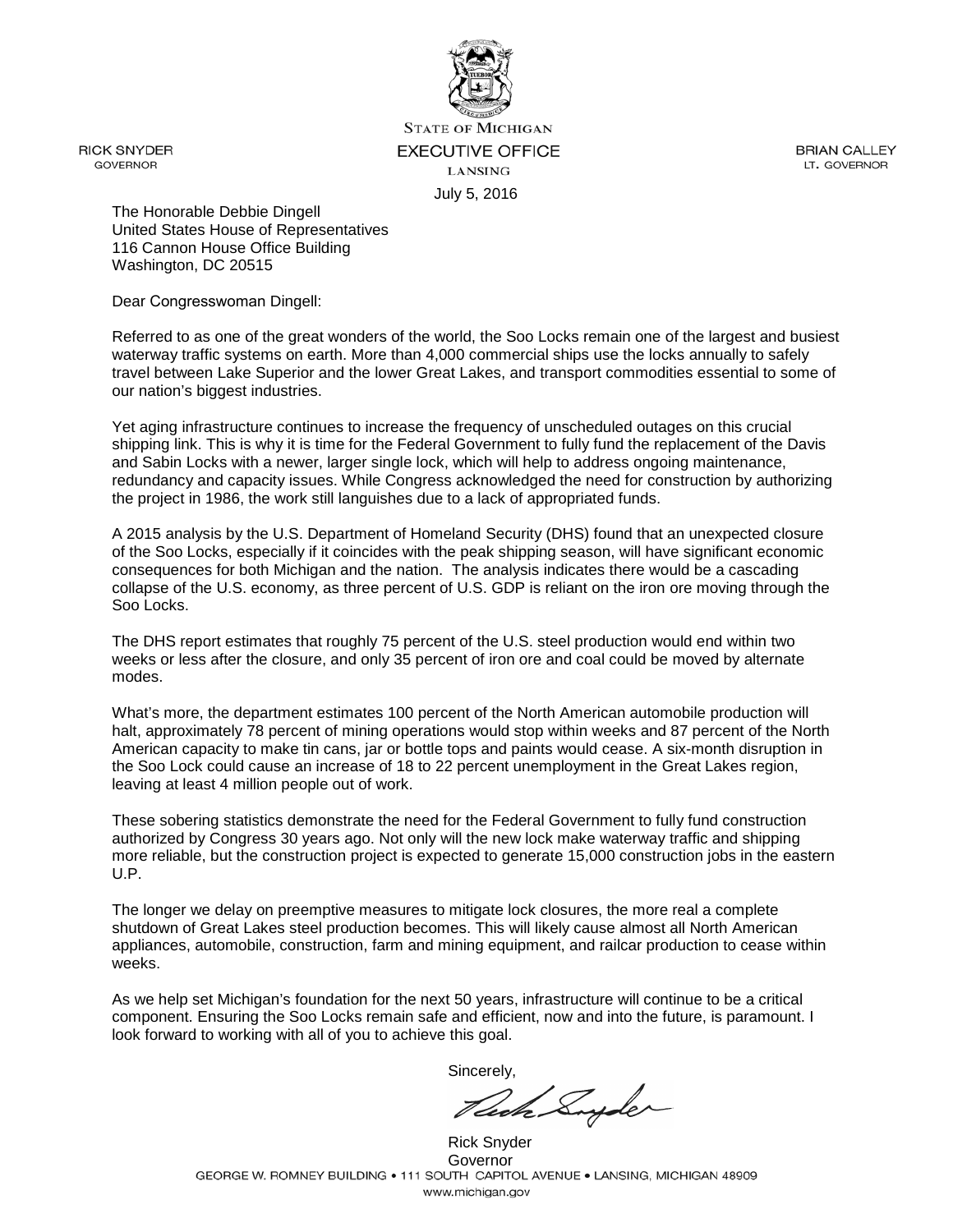STATE OF MICHIGAN
EXECUTIVE OFFICE
LANSING

RICK SNYDER
GOVERNOR

BRIAN CALLEY
LT. GOVERNOR

July 5, 2016

The Honorable Debbie Dingell
United States House of Representatives
116 Cannon House Office Building
Washington, DC 20515

Dear Congresswoman Dingell:

Referred to as one of the great wonders of the world, the Soo Locks remain one of the largest and busiest waterway traffic systems on earth. More than 4,000 commercial ships use the locks annually to safely travel between Lake Superior and the lower Great Lakes, and transport commodities essential to some of our nation's biggest industries.

Yet aging infrastructure continues to increase the frequency of unscheduled outages on this crucial shipping link. This is why it is time for the Federal Government to fully fund the replacement of the Davis and Sabin Locks with a newer, larger single lock, which will help to address ongoing maintenance, redundancy and capacity issues. While Congress acknowledged the need for construction by authorizing the project in 1986, the work still languishes due to a lack of appropriated funds.

A 2015 analysis by the U.S. Department of Homeland Security (DHS) found that an unexpected closure of the Soo Locks, especially if it coincides with the peak shipping season, will have significant economic consequences for both Michigan and the nation. The analysis indicates there would be a cascading collapse of the U.S. economy, as three percent of U.S. GDP is reliant on the iron ore moving through the Soo Locks.

The DHS report estimates that roughly 75 percent of the U.S. steel production would end within two weeks or less after the closure, and only 35 percent of iron ore and coal could be moved by alternate modes.

What's more, the department estimates 100 percent of the North American automobile production will halt, approximately 78 percent of mining operations would stop within weeks and 87 percent of the North American capacity to make tin cans, jar or bottle tops and paints would cease. A six-month disruption in the Soo Lock could cause an increase of 18 to 22 percent unemployment in the Great Lakes region, leaving at least 4 million people out of work.

These sobering statistics demonstrate the need for the Federal Government to fully fund construction authorized by Congress 30 years ago. Not only will the new lock make waterway traffic and shipping more reliable, but the construction project is expected to generate 15,000 construction jobs in the eastern U.P.

The longer we delay on preemptive measures to mitigate lock closures, the more real a complete shutdown of Great Lakes steel production becomes. This will likely cause almost all North American appliances, automobile, construction, farm and mining equipment, and railcar production to cease within weeks.

As we help set Michigan's foundation for the next 50 years, infrastructure will continue to be a critical component. Ensuring the Soo Locks remain safe and efficient, now and into the future, is paramount. I look forward to working with all of you to achieve this goal.

Sincerely,

Rick Snyder
Governor

GEORGE W. ROMNEY BUILDING • 111 SOUTH CAPITOL AVENUE • LANSING, MICHIGAN 48909
www.michigan.gov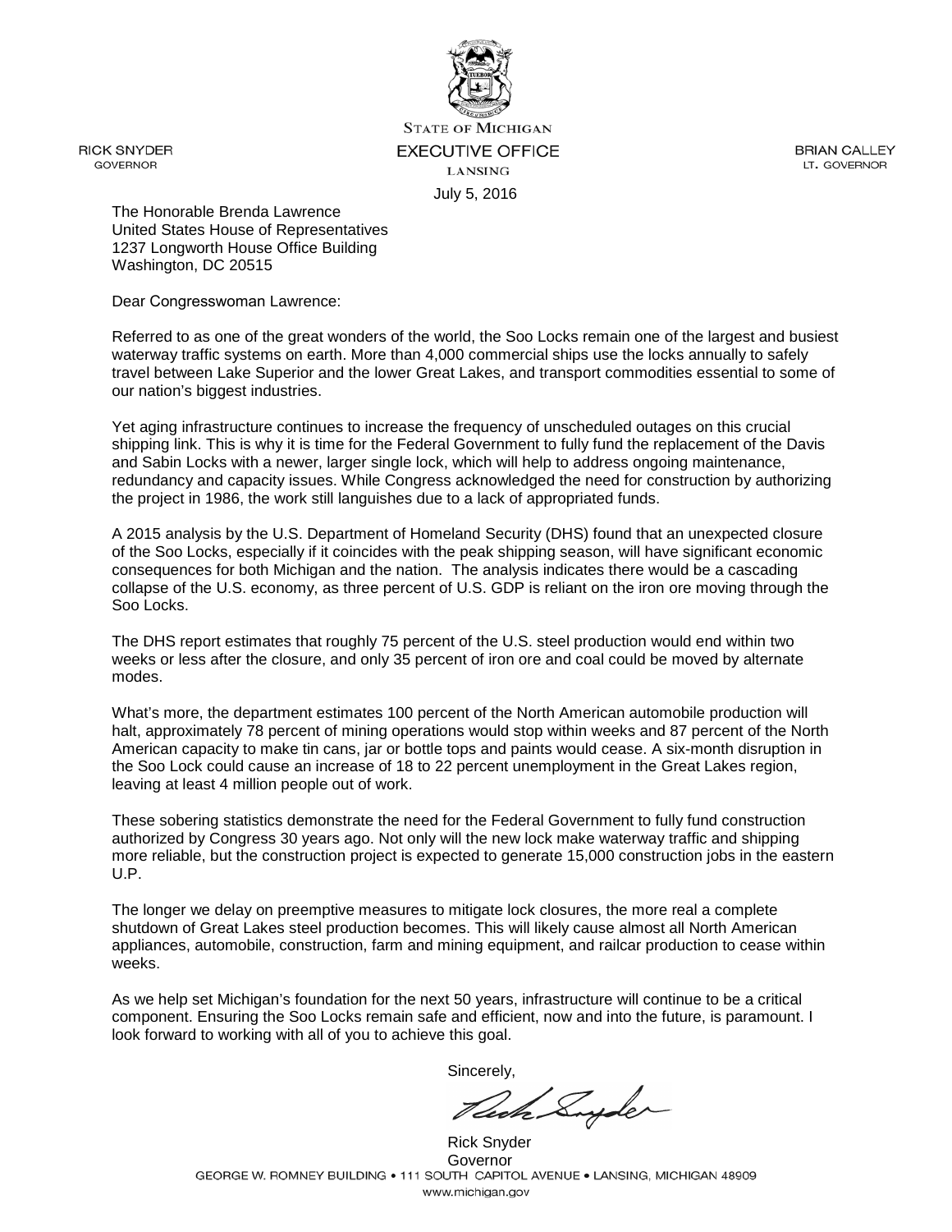STATE OF MICHIGAN

EXECUTIVE OFFICE

LANSING

RICK SNYDER
GOVERNOR

BRIAN CALLEY
LT. GOVERNOR

July 5, 2016

The Honorable Brenda Lawrence
United States House of Representatives
1237 Longworth House Office Building
Washington, DC 20515

Dear Congresswoman Lawrence:

Referred to as one of the great wonders of the world, the Soo Locks remain one of the largest and busiest waterway traffic systems on earth. More than 4,000 commercial ships use the locks annually to safely travel between Lake Superior and the lower Great Lakes, and transport commodities essential to some of our nation's biggest industries.

Yet aging infrastructure continues to increase the frequency of unscheduled outages on this crucial shipping link. This is why it is time for the Federal Government to fully fund the replacement of the Davis and Sabin Locks with a newer, larger single lock, which will help to address ongoing maintenance, redundancy and capacity issues. While Congress acknowledged the need for construction by authorizing the project in 1986, the work still languishes due to a lack of appropriated funds.

A 2015 analysis by the U.S. Department of Homeland Security (DHS) found that an unexpected closure of the Soo Locks, especially if it coincides with the peak shipping season, will have significant economic consequences for both Michigan and the nation. The analysis indicates there would be a cascading collapse of the U.S. economy, as three percent of U.S. GDP is reliant on the iron ore moving through the Soo Locks.

The DHS report estimates that roughly 75 percent of the U.S. steel production would end within two weeks or less after the closure, and only 35 percent of iron ore and coal could be moved by alternate modes.

What's more, the department estimates 100 percent of the North American automobile production will halt, approximately 78 percent of mining operations would stop within weeks and 87 percent of the North American capacity to make tin cans, jar or bottle tops and paints would cease. A six-month disruption in the Soo Lock could cause an increase of 18 to 22 percent unemployment in the Great Lakes region, leaving at least 4 million people out of work.

These sobering statistics demonstrate the need for the Federal Government to fully fund construction authorized by Congress 30 years ago. Not only will the new lock make waterway traffic and shipping more reliable, but the construction project is expected to generate 15,000 construction jobs in the eastern U.P.

The longer we delay on preemptive measures to mitigate lock closures, the more real a complete shutdown of Great Lakes steel production becomes. This will likely cause almost all North American appliances, automobile, construction, farm and mining equipment, and railcar production to cease within weeks.

As we help set Michigan's foundation for the next 50 years, infrastructure will continue to be a critical component. Ensuring the Soo Locks remain safe and efficient, now and into the future, is paramount. I look forward to working with all of you to achieve this goal.

Sincerely,

Rick Snyder
Governor

GEORGE W. ROMNEY BUILDING • 111 SOUTH CAPITOL AVENUE • LANSING, MICHIGAN 48909
www.michigan.gov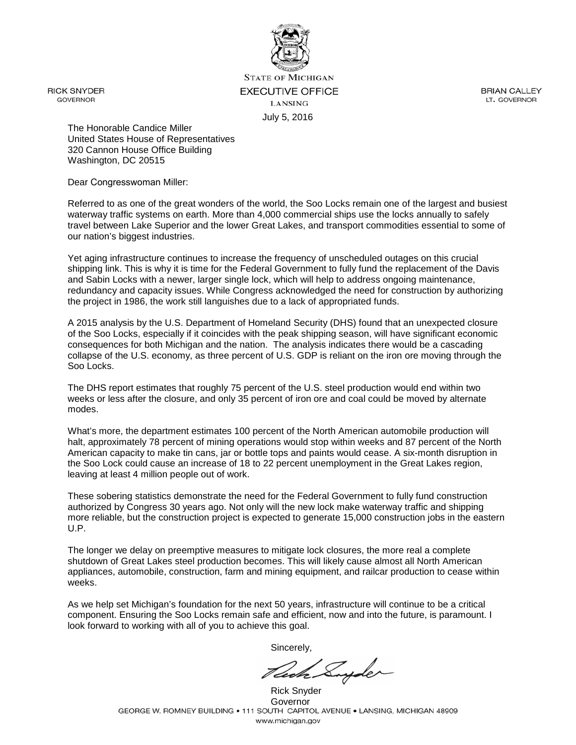STATE OF MICHIGAN
EXECUTIVE OFFICE
LANSING

RICK SNYDER
GOVERNOR

BRIAN CALLEY
LT. GOVERNOR

July 5, 2016

The Honorable Candice Miller
United States House of Representatives
320 Cannon House Office Building
Washington, DC 20515

Dear Congresswoman Miller:

Referred to as one of the great wonders of the world, the Soo Locks remain one of the largest and busiest waterway traffic systems on earth. More than 4,000 commercial ships use the locks annually to safely travel between Lake Superior and the lower Great Lakes, and transport commodities essential to some of our nation's biggest industries.

Yet aging infrastructure continues to increase the frequency of unscheduled outages on this crucial shipping link. This is why it is time for the Federal Government to fully fund the replacement of the Davis and Sabin Locks with a newer, larger single lock, which will help to address ongoing maintenance, redundancy and capacity issues. While Congress acknowledged the need for construction by authorizing the project in 1986, the work still languishes due to a lack of appropriated funds.

A 2015 analysis by the U.S. Department of Homeland Security (DHS) found that an unexpected closure of the Soo Locks, especially if it coincides with the peak shipping season, will have significant economic consequences for both Michigan and the nation. The analysis indicates there would be a cascading collapse of the U.S. economy, as three percent of U.S. GDP is reliant on the iron ore moving through the Soo Locks.

The DHS report estimates that roughly 75 percent of the U.S. steel production would end within two weeks or less after the closure, and only 35 percent of iron ore and coal could be moved by alternate modes.

What's more, the department estimates 100 percent of the North American automobile production will halt, approximately 78 percent of mining operations would stop within weeks and 87 percent of the North American capacity to make tin cans, jar or bottle tops and paints would cease. A six-month disruption in the Soo Lock could cause an increase of 18 to 22 percent unemployment in the Great Lakes region, leaving at least 4 million people out of work.

These sobering statistics demonstrate the need for the Federal Government to fully fund construction authorized by Congress 30 years ago. Not only will the new lock make waterway traffic and shipping more reliable, but the construction project is expected to generate 15,000 construction jobs in the eastern U.P.

The longer we delay on preemptive measures to mitigate lock closures, the more real a complete shutdown of Great Lakes steel production becomes. This will likely cause almost all North American appliances, automobile, construction, farm and mining equipment, and railcar production to cease within weeks.

As we help set Michigan's foundation for the next 50 years, infrastructure will continue to be a critical component. Ensuring the Soo Locks remain safe and efficient, now and into the future, is paramount. I look forward to working with all of you to achieve this goal.

Sincerely,

Rick Snyder
Governor

GEORGE W. ROMNEY BUILDING • 111 SOUTH CAPITOL AVENUE • LANSING, MICHIGAN 48909
www.michigan.gov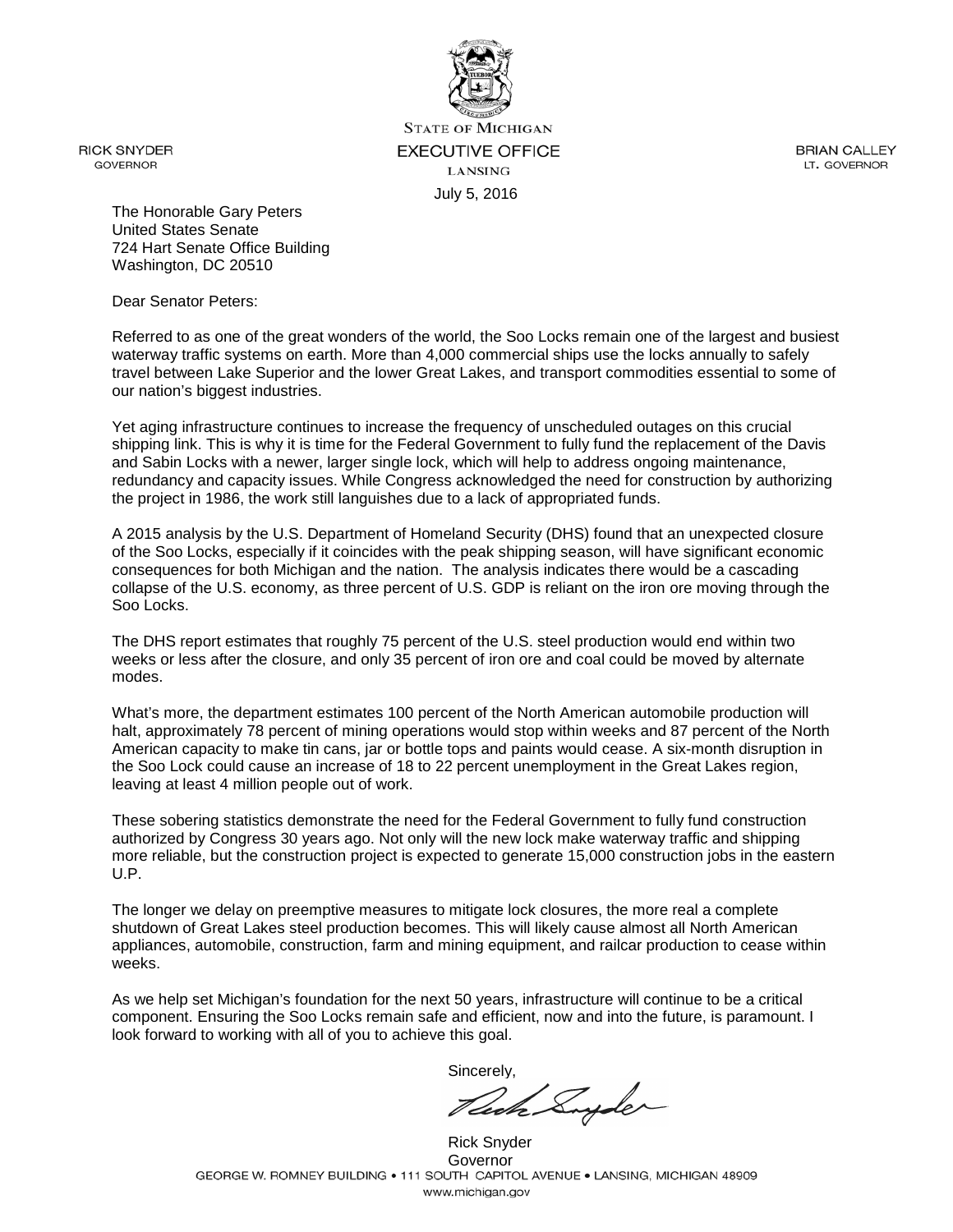STATE OF MICHIGAN

EXECUTIVE OFFICE

LANSING

RICK SNYDER
GOVERNOR

BRIAN CALLEY
LT. GOVERNOR

July 5, 2016

The Honorable Gary Peters
United States Senate
724 Hart Senate Office Building
Washington, DC 20510

Dear Senator Peters:

Referred to as one of the great wonders of the world, the Soo Locks remain one of the largest and busiest waterway traffic systems on earth. More than 4,000 commercial ships use the locks annually to safely travel between Lake Superior and the lower Great Lakes, and transport commodities essential to some of our nation's biggest industries.

Yet aging infrastructure continues to increase the frequency of unscheduled outages on this crucial shipping link. This is why it is time for the Federal Government to fully fund the replacement of the Davis and Sabin Locks with a newer, larger single lock, which will help to address ongoing maintenance, redundancy and capacity issues. While Congress acknowledged the need for construction by authorizing the project in 1986, the work still languishes due to a lack of appropriated funds.

A 2015 analysis by the U.S. Department of Homeland Security (DHS) found that an unexpected closure of the Soo Locks, especially if it coincides with the peak shipping season, will have significant economic consequences for both Michigan and the nation. The analysis indicates there would be a cascading collapse of the U.S. economy, as three percent of U.S. GDP is reliant on the iron ore moving through the Soo Locks.

The DHS report estimates that roughly 75 percent of the U.S. steel production would end within two weeks or less after the closure, and only 35 percent of iron ore and coal could be moved by alternate modes.

What's more, the department estimates 100 percent of the North American automobile production will halt, approximately 78 percent of mining operations would stop within weeks and 87 percent of the North American capacity to make tin cans, jar or bottle tops and paints would cease. A six-month disruption in the Soo Lock could cause an increase of 18 to 22 percent unemployment in the Great Lakes region, leaving at least 4 million people out of work.

These sobering statistics demonstrate the need for the Federal Government to fully fund construction authorized by Congress 30 years ago. Not only will the new lock make waterway traffic and shipping more reliable, but the construction project is expected to generate 15,000 construction jobs in the eastern U.P.

The longer we delay on preemptive measures to mitigate lock closures, the more real a complete shutdown of Great Lakes steel production becomes. This will likely cause almost all North American appliances, automobile, construction, farm and mining equipment, and railcar production to cease within weeks.

As we help set Michigan's foundation for the next 50 years, infrastructure will continue to be a critical component. Ensuring the Soo Locks remain safe and efficient, now and into the future, is paramount. I look forward to working with all of you to achieve this goal.

Sincerely,

Rick Snyder
Governor

GEORGE W. ROMNEY BUILDING • 111 SOUTH CAPITOL AVENUE • LANSING, MICHIGAN 48909
www.michigan.gov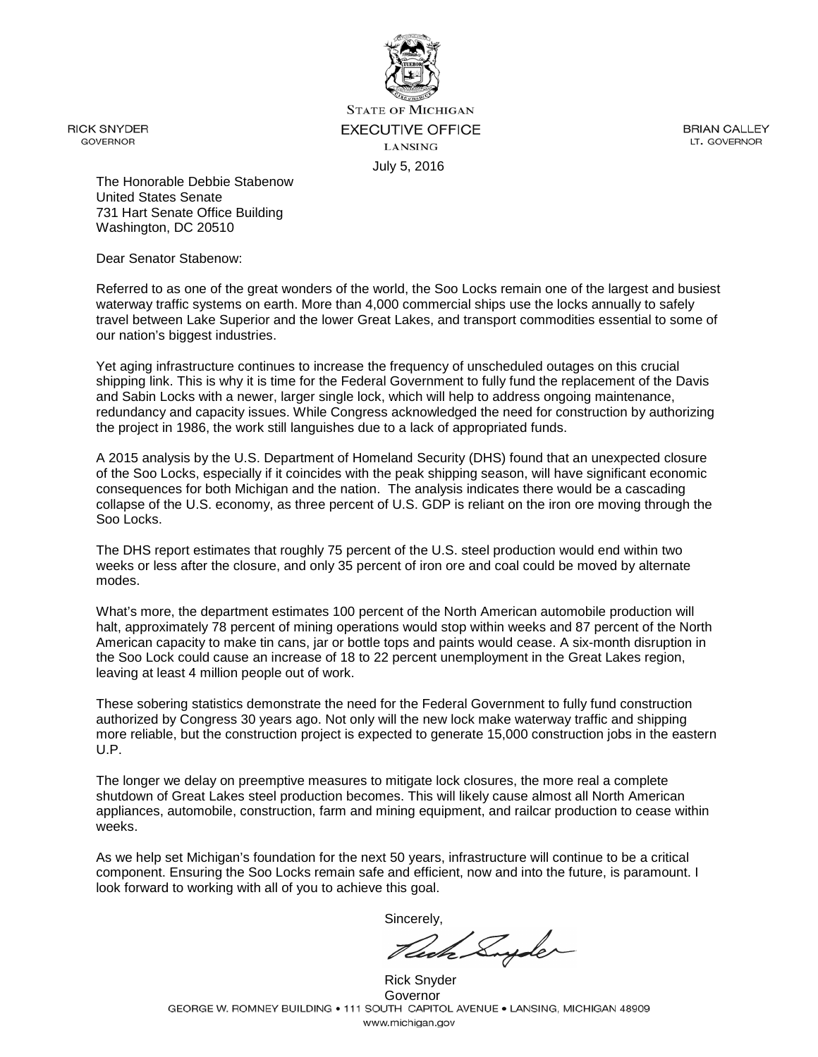STATE OF MICHIGAN
EXECUTIVE OFFICE
LANSING

RICK SNYDER
GOVERNOR

BRIAN CALLEY
LT. GOVERNOR

July 5, 2016

The Honorable Debbie Stabenow
United States Senate
731 Hart Senate Office Building
Washington, DC 20510

Dear Senator Stabenow:

Referred to as one of the great wonders of the world, the Soo Locks remain one of the largest and busiest waterway traffic systems on earth. More than 4,000 commercial ships use the locks annually to safely travel between Lake Superior and the lower Great Lakes, and transport commodities essential to some of our nation's biggest industries.

Yet aging infrastructure continues to increase the frequency of unscheduled outages on this crucial shipping link. This is why it is time for the Federal Government to fully fund the replacement of the Davis and Sabin Locks with a newer, larger single lock, which will help to address ongoing maintenance, redundancy and capacity issues. While Congress acknowledged the need for construction by authorizing the project in 1986, the work still languishes due to a lack of appropriated funds.

A 2015 analysis by the U.S. Department of Homeland Security (DHS) found that an unexpected closure of the Soo Locks, especially if it coincides with the peak shipping season, will have significant economic consequences for both Michigan and the nation. The analysis indicates there would be a cascading collapse of the U.S. economy, as three percent of U.S. GDP is reliant on the iron ore moving through the Soo Locks.

The DHS report estimates that roughly 75 percent of the U.S. steel production would end within two weeks or less after the closure, and only 35 percent of iron ore and coal could be moved by alternate modes.

What's more, the department estimates 100 percent of the North American automobile production will halt, approximately 78 percent of mining operations would stop within weeks and 87 percent of the North American capacity to make tin cans, jar or bottle tops and paints would cease. A six-month disruption in the Soo Lock could cause an increase of 18 to 22 percent unemployment in the Great Lakes region, leaving at least 4 million people out of work.

These sobering statistics demonstrate the need for the Federal Government to fully fund construction authorized by Congress 30 years ago. Not only will the new lock make waterway traffic and shipping more reliable, but the construction project is expected to generate 15,000 construction jobs in the eastern U.P.

The longer we delay on preemptive measures to mitigate lock closures, the more real a complete shutdown of Great Lakes steel production becomes. This will likely cause almost all North American appliances, automobile, construction, farm and mining equipment, and railcar production to cease within weeks.

As we help set Michigan's foundation for the next 50 years, infrastructure will continue to be a critical component. Ensuring the Soo Locks remain safe and efficient, now and into the future, is paramount. I look forward to working with all of you to achieve this goal.

Sincerely,

Rick Snyder
Governor

GEORGE W. ROMNEY BUILDING • 111 SOUTH CAPITOL AVENUE • LANSING, MICHIGAN 48909
www.michigan.gov